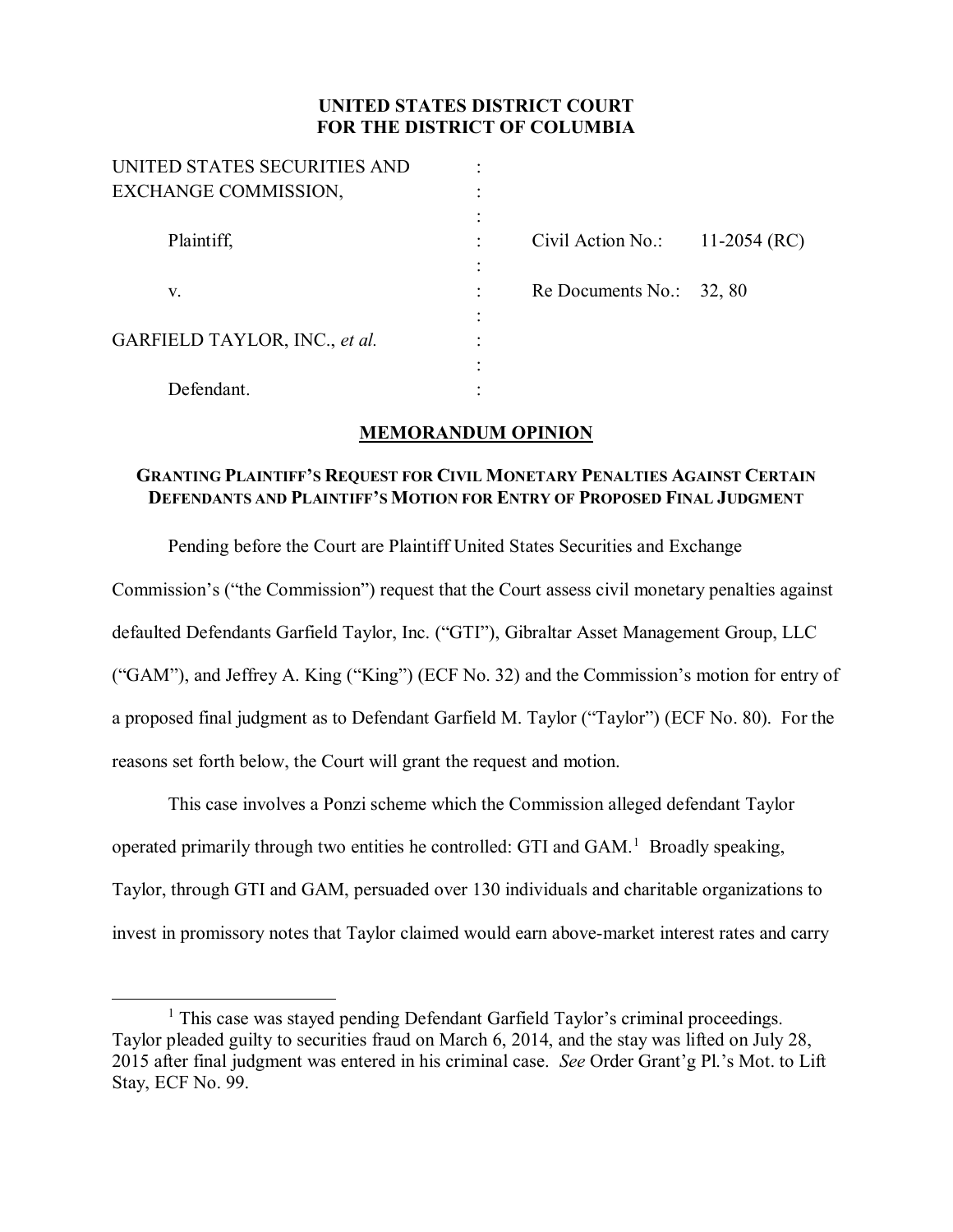**UNITED STATES DISTRICT COURT**
**FOR THE DISTRICT OF COLUMBIA**

| | | |
|---|---|---|
| UNITED STATES SECURITIES AND EXCHANGE COMMISSION, | : | |
| Plaintiff, | : | Civil Action No.: 11-2054 (RC) |
| v. | : | Re Documents No.: 32, 80 |
| GARFIELD TAYLOR, INC., *et al.* | : | |
| Defendant. | : | |

## MEMORANDUM OPINION

### GRANTING PLAINTIFF'S REQUEST FOR CIVIL MONETARY PENALTIES AGAINST CERTAIN DEFENDANTS AND PLAINTIFF'S MOTION FOR ENTRY OF PROPOSED FINAL JUDGMENT

Pending before the Court are Plaintiff United States Securities and Exchange Commission's ("the Commission") request that the Court assess civil monetary penalties against defaulted Defendants Garfield Taylor, Inc. ("GTI"), Gibraltar Asset Management Group, LLC ("GAM"), and Jeffrey A. King ("King") (ECF No. 32) and the Commission's motion for entry of a proposed final judgment as to Defendant Garfield M. Taylor ("Taylor") (ECF No. 80). For the reasons set forth below, the Court will grant the request and motion.

This case involves a Ponzi scheme which the Commission alleged defendant Taylor operated primarily through two entities he controlled: GTI and GAM.[1] Broadly speaking, Taylor, through GTI and GAM, persuaded over 130 individuals and charitable organizations to invest in promissory notes that Taylor claimed would earn above-market interest rates and carry

[1] This case was stayed pending Defendant Garfield Taylor's criminal proceedings. Taylor pleaded guilty to securities fraud on March 6, 2014, and the stay was lifted on July 28, 2015 after final judgment was entered in his criminal case. *See* Order Grant'g Pl.'s Mot. to Lift Stay, ECF No. 99.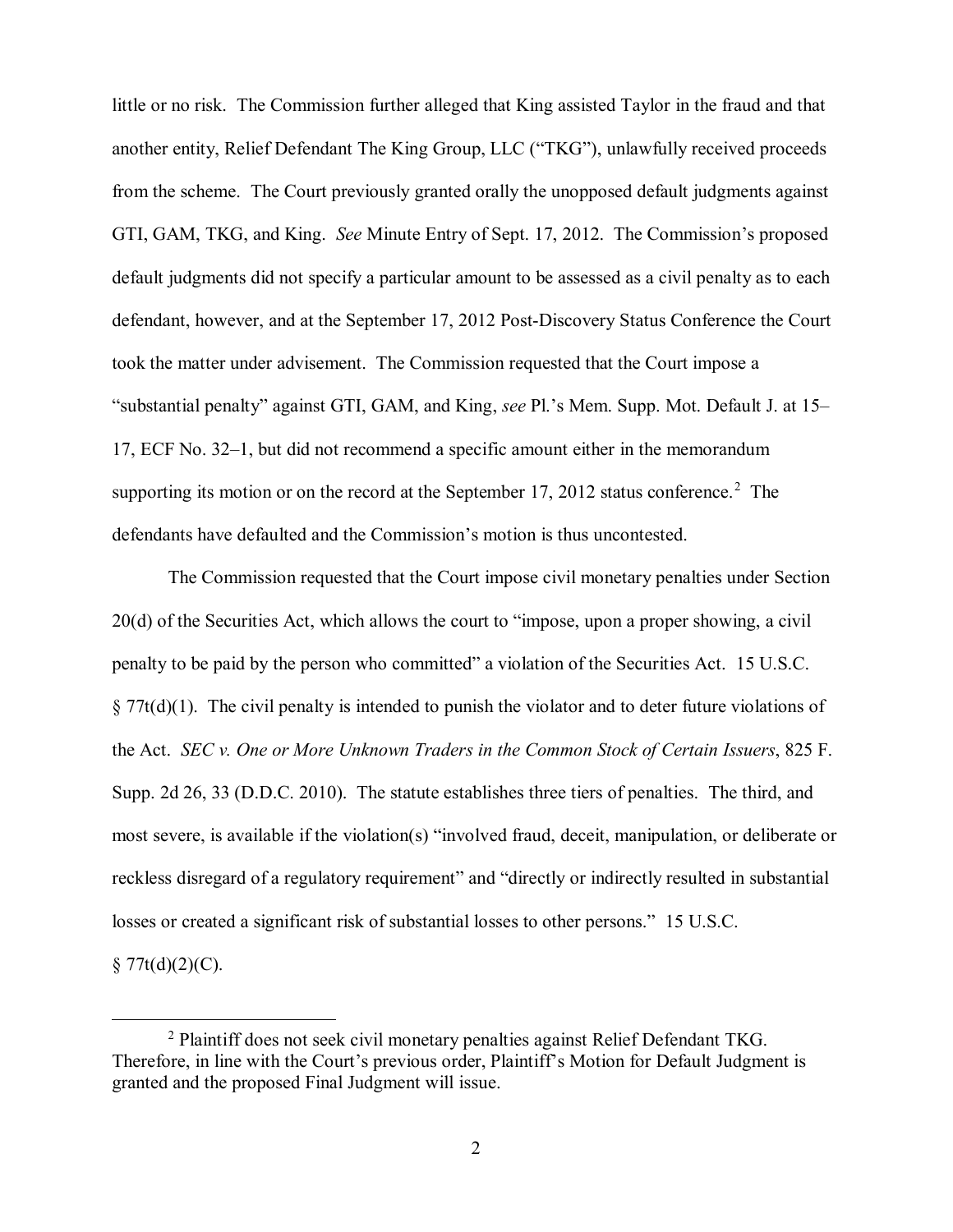little or no risk. The Commission further alleged that King assisted Taylor in the fraud and that another entity, Relief Defendant The King Group, LLC ("TKG"), unlawfully received proceeds from the scheme. The Court previously granted orally the unopposed default judgments against GTI, GAM, TKG, and King. *See* Minute Entry of Sept. 17, 2012. The Commission's proposed default judgments did not specify a particular amount to be assessed as a civil penalty as to each defendant, however, and at the September 17, 2012 Post-Discovery Status Conference the Court took the matter under advisement. The Commission requested that the Court impose a "substantial penalty" against GTI, GAM, and King, *see* Pl.'s Mem. Supp. Mot. Default J. at 15–17, ECF No. 32–1, but did not recommend a specific amount either in the memorandum supporting its motion or on the record at the September 17, 2012 status conference.[2] The defendants have defaulted and the Commission's motion is thus uncontested.

The Commission requested that the Court impose civil monetary penalties under Section 20(d) of the Securities Act, which allows the court to "impose, upon a proper showing, a civil penalty to be paid by the person who committed" a violation of the Securities Act. 15 U.S.C. § 77t(d)(1). The civil penalty is intended to punish the violator and to deter future violations of the Act. *SEC v. One or More Unknown Traders in the Common Stock of Certain Issuers*, 825 F. Supp. 2d 26, 33 (D.D.C. 2010). The statute establishes three tiers of penalties. The third, and most severe, is available if the violation(s) "involved fraud, deceit, manipulation, or deliberate or reckless disregard of a regulatory requirement" and "directly or indirectly resulted in substantial losses or created a significant risk of substantial losses to other persons." 15 U.S.C. § 77t(d)(2)(C).

---

[2] Plaintiff does not seek civil monetary penalties against Relief Defendant TKG. Therefore, in line with the Court's previous order, Plaintiff's Motion for Default Judgment is granted and the proposed Final Judgment will issue.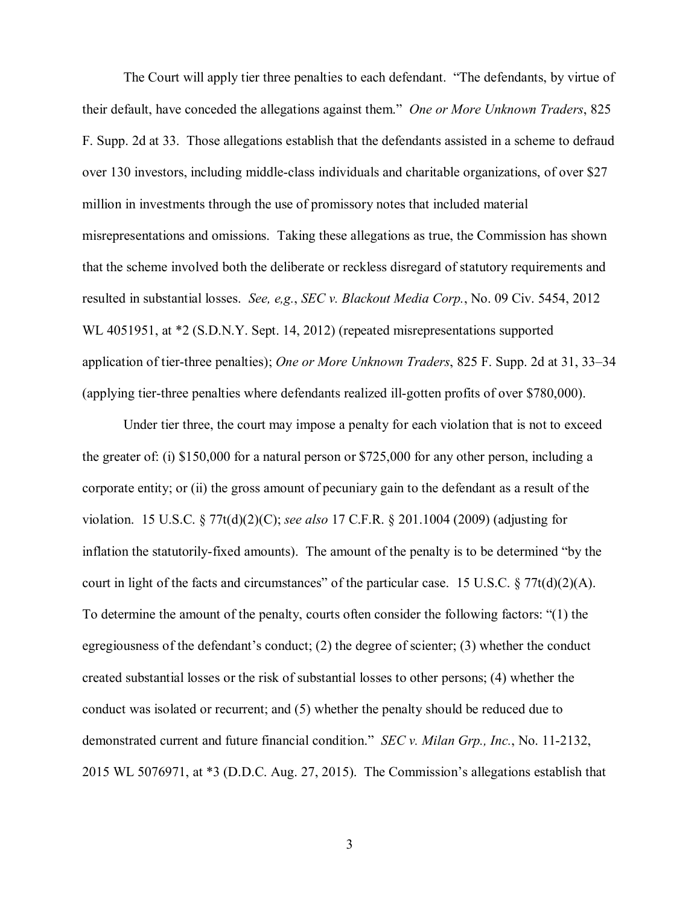The Court will apply tier three penalties to each defendant. "The defendants, by virtue of their default, have conceded the allegations against them." *One or More Unknown Traders*, 825 F. Supp. 2d at 33. Those allegations establish that the defendants assisted in a scheme to defraud over 130 investors, including middle-class individuals and charitable organizations, of over $27 million in investments through the use of promissory notes that included material misrepresentations and omissions. Taking these allegations as true, the Commission has shown that the scheme involved both the deliberate or reckless disregard of statutory requirements and resulted in substantial losses. *See, e,g.*, *SEC v. Blackout Media Corp.*, No. 09 Civ. 5454, 2012 WL 4051951, at *2 (S.D.N.Y. Sept. 14, 2012) (repeated misrepresentations supported application of tier-three penalties); *One or More Unknown Traders*, 825 F. Supp. 2d at 31, 33–34 (applying tier-three penalties where defendants realized ill-gotten profits of over $780,000).

Under tier three, the court may impose a penalty for each violation that is not to exceed the greater of: (i) $150,000 for a natural person or $725,000 for any other person, including a corporate entity; or (ii) the gross amount of pecuniary gain to the defendant as a result of the violation. 15 U.S.C. § 77t(d)(2)(C); *see also* 17 C.F.R. § 201.1004 (2009) (adjusting for inflation the statutorily-fixed amounts). The amount of the penalty is to be determined "by the court in light of the facts and circumstances" of the particular case. 15 U.S.C. § 77t(d)(2)(A). To determine the amount of the penalty, courts often consider the following factors: "(1) the egregiousness of the defendant's conduct; (2) the degree of scienter; (3) whether the conduct created substantial losses or the risk of substantial losses to other persons; (4) whether the conduct was isolated or recurrent; and (5) whether the penalty should be reduced due to demonstrated current and future financial condition." *SEC v. Milan Grp., Inc.*, No. 11-2132, 2015 WL 5076971, at *3 (D.D.C. Aug. 27, 2015). The Commission's allegations establish that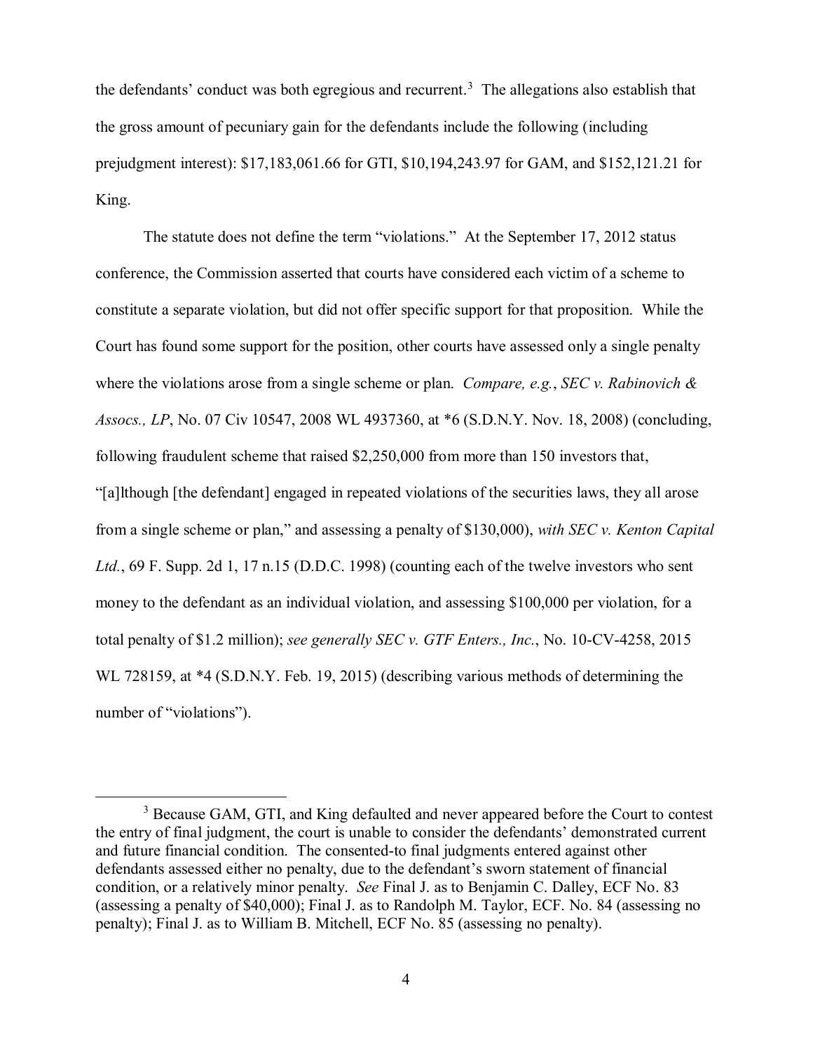the defendants' conduct was both egregious and recurrent.[3] The allegations also establish that the gross amount of pecuniary gain for the defendants include the following (including prejudgment interest): $17,183,061.66 for GTI, $10,194,243.97 for GAM, and $152,121.21 for King.

The statute does not define the term "violations." At the September 17, 2012 status conference, the Commission asserted that courts have considered each victim of a scheme to constitute a separate violation, but did not offer specific support for that proposition. While the Court has found some support for the position, other courts have assessed only a single penalty where the violations arose from a single scheme or plan. *Compare, e.g.*, *SEC v. Rabinovich & Assocs., LP*, No. 07 Civ 10547, 2008 WL 4937360, at *6 (S.D.N.Y. Nov. 18, 2008) (concluding, following fraudulent scheme that raised $2,250,000 from more than 150 investors that, "[a]lthough [the defendant] engaged in repeated violations of the securities laws, they all arose from a single scheme or plan," and assessing a penalty of $130,000), *with SEC v. Kenton Capital Ltd.*, 69 F. Supp. 2d 1, 17 n.15 (D.D.C. 1998) (counting each of the twelve investors who sent money to the defendant as an individual violation, and assessing $100,000 per violation, for a total penalty of $1.2 million); *see generally SEC v. GTF Enters., Inc.*, No. 10-CV-4258, 2015 WL 728159, at *4 (S.D.N.Y. Feb. 19, 2015) (describing various methods of determining the number of "violations").

---

[3] Because GAM, GTI, and King defaulted and never appeared before the Court to contest the entry of final judgment, the court is unable to consider the defendants' demonstrated current and future financial condition. The consented-to final judgments entered against other defendants assessed either no penalty, due to the defendant's sworn statement of financial condition, or a relatively minor penalty. *See* Final J. as to Benjamin C. Dalley, ECF No. 83 (assessing a penalty of $40,000); Final J. as to Randolph M. Taylor, ECF. No. 84 (assessing no penalty); Final J. as to William B. Mitchell, ECF No. 85 (assessing no penalty).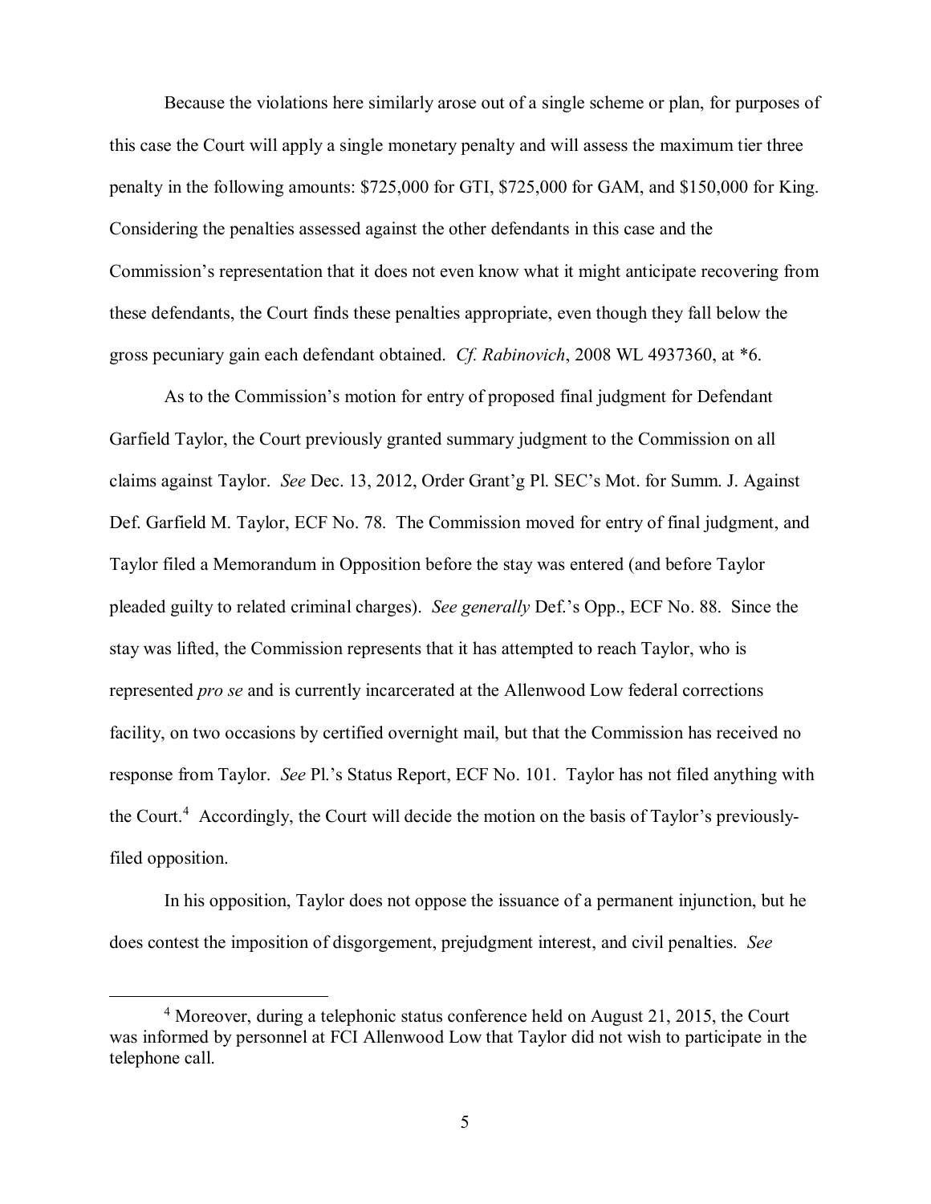Because the violations here similarly arose out of a single scheme or plan, for purposes of this case the Court will apply a single monetary penalty and will assess the maximum tier three penalty in the following amounts: $725,000 for GTI, $725,000 for GAM, and $150,000 for King. Considering the penalties assessed against the other defendants in this case and the Commission's representation that it does not even know what it might anticipate recovering from these defendants, the Court finds these penalties appropriate, even though they fall below the gross pecuniary gain each defendant obtained. *Cf. Rabinovich*, 2008 WL 4937360, at *6.

As to the Commission's motion for entry of proposed final judgment for Defendant Garfield Taylor, the Court previously granted summary judgment to the Commission on all claims against Taylor. *See* Dec. 13, 2012, Order Grant'g Pl. SEC's Mot. for Summ. J. Against Def. Garfield M. Taylor, ECF No. 78. The Commission moved for entry of final judgment, and Taylor filed a Memorandum in Opposition before the stay was entered (and before Taylor pleaded guilty to related criminal charges). *See generally* Def.'s Opp., ECF No. 88. Since the stay was lifted, the Commission represents that it has attempted to reach Taylor, who is represented *pro se* and is currently incarcerated at the Allenwood Low federal corrections facility, on two occasions by certified overnight mail, but that the Commission has received no response from Taylor. *See* Pl.'s Status Report, ECF No. 101. Taylor has not filed anything with the Court.[4] Accordingly, the Court will decide the motion on the basis of Taylor's previously-filed opposition.

In his opposition, Taylor does not oppose the issuance of a permanent injunction, but he does contest the imposition of disgorgement, prejudgment interest, and civil penalties. *See*

[4] Moreover, during a telephonic status conference held on August 21, 2015, the Court was informed by personnel at FCI Allenwood Low that Taylor did not wish to participate in the telephone call.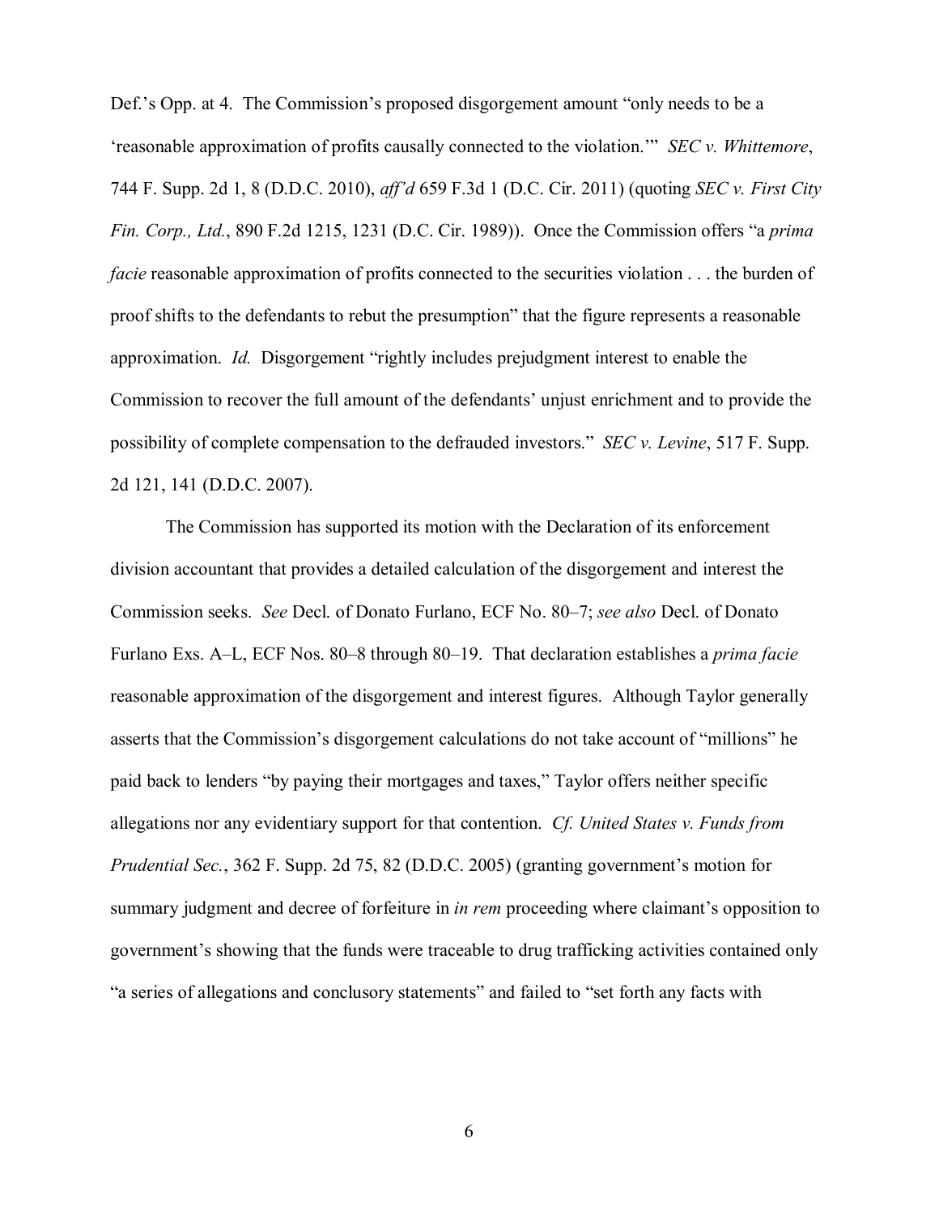Def.'s Opp. at 4. The Commission's proposed disgorgement amount "only needs to be a 'reasonable approximation of profits causally connected to the violation.'" *SEC v. Whittemore*, 744 F. Supp. 2d 1, 8 (D.D.C. 2010), *aff'd* 659 F.3d 1 (D.C. Cir. 2011) (quoting *SEC v. First City Fin. Corp., Ltd.*, 890 F.2d 1215, 1231 (D.C. Cir. 1989)). Once the Commission offers "a *prima facie* reasonable approximation of profits connected to the securities violation . . . the burden of proof shifts to the defendants to rebut the presumption" that the figure represents a reasonable approximation. *Id.* Disgorgement "rightly includes prejudgment interest to enable the Commission to recover the full amount of the defendants' unjust enrichment and to provide the possibility of complete compensation to the defrauded investors." *SEC v. Levine*, 517 F. Supp. 2d 121, 141 (D.D.C. 2007).

The Commission has supported its motion with the Declaration of its enforcement division accountant that provides a detailed calculation of the disgorgement and interest the Commission seeks. *See* Decl. of Donato Furlano, ECF No. 80–7; *see also* Decl. of Donato Furlano Exs. A–L, ECF Nos. 80–8 through 80–19. That declaration establishes a *prima facie* reasonable approximation of the disgorgement and interest figures. Although Taylor generally asserts that the Commission's disgorgement calculations do not take account of "millions" he paid back to lenders "by paying their mortgages and taxes," Taylor offers neither specific allegations nor any evidentiary support for that contention. *Cf. United States v. Funds from Prudential Sec.*, 362 F. Supp. 2d 75, 82 (D.D.C. 2005) (granting government's motion for summary judgment and decree of forfeiture in *in rem* proceeding where claimant's opposition to government's showing that the funds were traceable to drug trafficking activities contained only "a series of allegations and conclusory statements" and failed to "set forth any facts with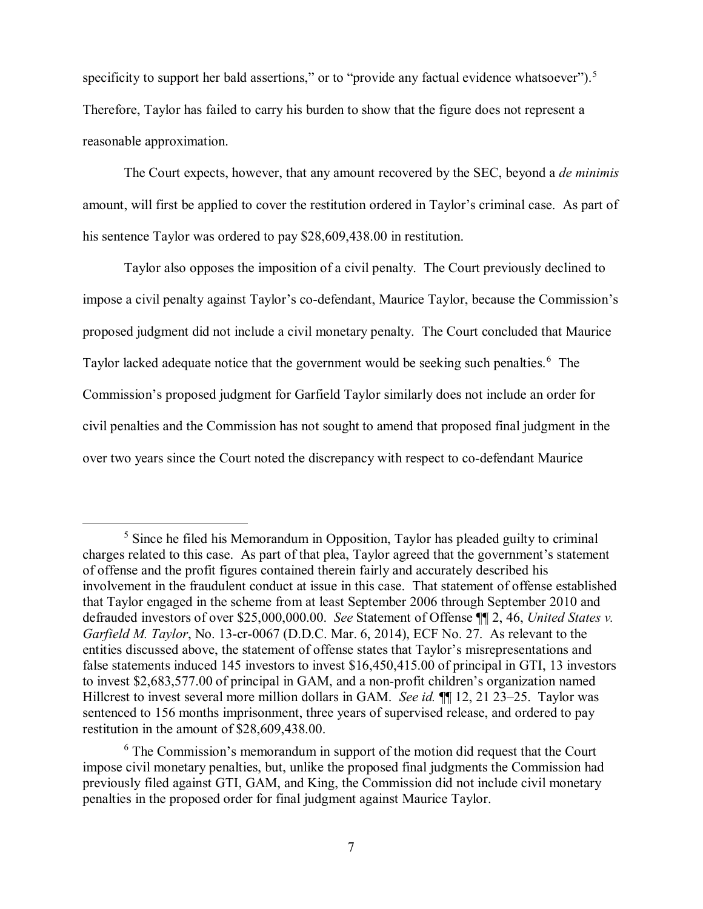specificity to support her bald assertions," or to "provide any factual evidence whatsoever").[5] Therefore, Taylor has failed to carry his burden to show that the figure does not represent a reasonable approximation.

The Court expects, however, that any amount recovered by the SEC, beyond a *de minimis* amount, will first be applied to cover the restitution ordered in Taylor's criminal case. As part of his sentence Taylor was ordered to pay $28,609,438.00 in restitution.

Taylor also opposes the imposition of a civil penalty. The Court previously declined to impose a civil penalty against Taylor's co-defendant, Maurice Taylor, because the Commission's proposed judgment did not include a civil monetary penalty. The Court concluded that Maurice Taylor lacked adequate notice that the government would be seeking such penalties.[6] The Commission's proposed judgment for Garfield Taylor similarly does not include an order for civil penalties and the Commission has not sought to amend that proposed final judgment in the over two years since the Court noted the discrepancy with respect to co-defendant Maurice

---

[5] Since he filed his Memorandum in Opposition, Taylor has pleaded guilty to criminal charges related to this case. As part of that plea, Taylor agreed that the government's statement of offense and the profit figures contained therein fairly and accurately described his involvement in the fraudulent conduct at issue in this case. That statement of offense established that Taylor engaged in the scheme from at least September 2006 through September 2010 and defrauded investors of over $25,000,000.00. *See* Statement of Offense ¶¶ 2, 46, *United States v. Garfield M. Taylor*, No. 13-cr-0067 (D.D.C. Mar. 6, 2014), ECF No. 27. As relevant to the entities discussed above, the statement of offense states that Taylor's misrepresentations and false statements induced 145 investors to invest $16,450,415.00 of principal in GTI, 13 investors to invest $2,683,577.00 of principal in GAM, and a non-profit children's organization named Hillcrest to invest several more million dollars in GAM. *See id.* ¶¶ 12, 21 23–25. Taylor was sentenced to 156 months imprisonment, three years of supervised release, and ordered to pay restitution in the amount of $28,609,438.00.

[6] The Commission's memorandum in support of the motion did request that the Court impose civil monetary penalties, but, unlike the proposed final judgments the Commission had previously filed against GTI, GAM, and King, the Commission did not include civil monetary penalties in the proposed order for final judgment against Maurice Taylor.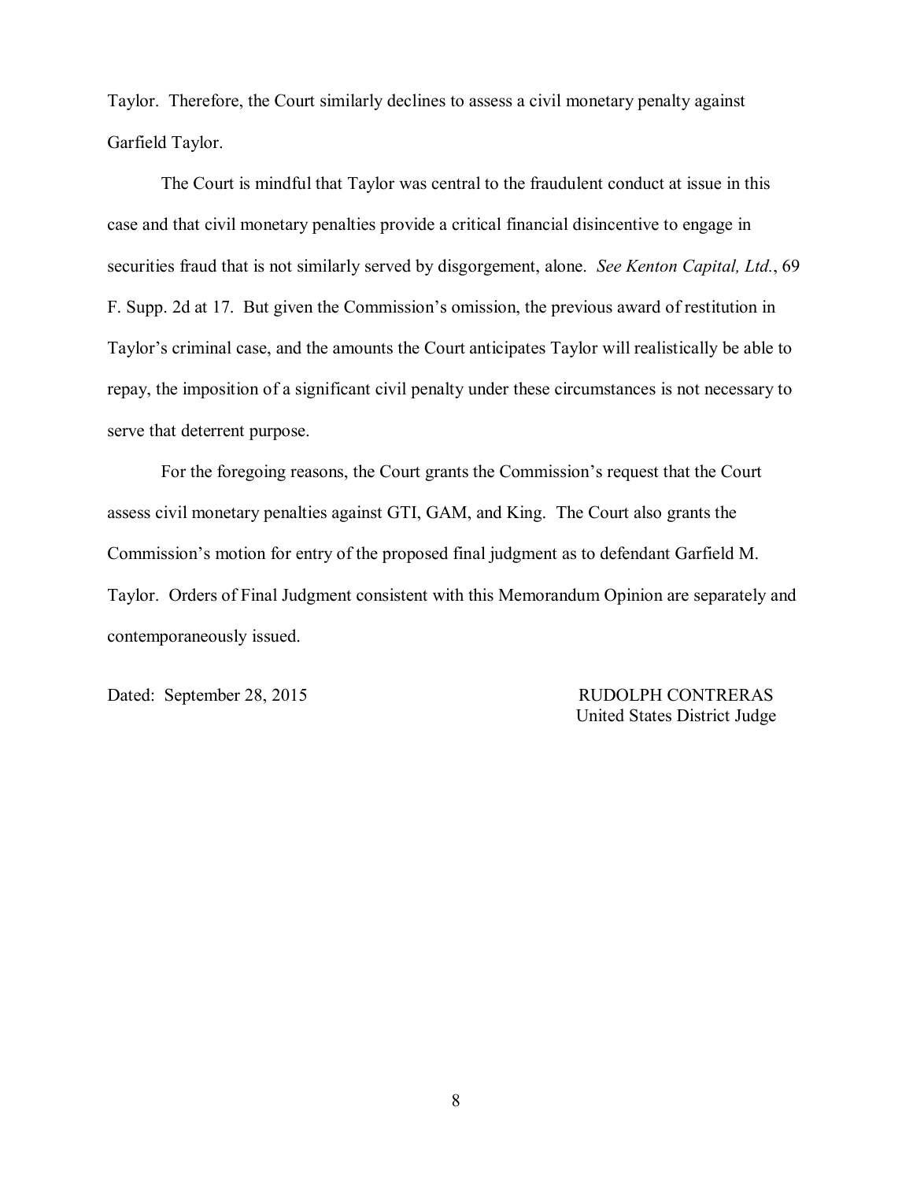Taylor. Therefore, the Court similarly declines to assess a civil monetary penalty against Garfield Taylor.

The Court is mindful that Taylor was central to the fraudulent conduct at issue in this case and that civil monetary penalties provide a critical financial disincentive to engage in securities fraud that is not similarly served by disgorgement, alone. *See Kenton Capital, Ltd.*, 69 F. Supp. 2d at 17. But given the Commission's omission, the previous award of restitution in Taylor's criminal case, and the amounts the Court anticipates Taylor will realistically be able to repay, the imposition of a significant civil penalty under these circumstances is not necessary to serve that deterrent purpose.

For the foregoing reasons, the Court grants the Commission's request that the Court assess civil monetary penalties against GTI, GAM, and King. The Court also grants the Commission's motion for entry of the proposed final judgment as to defendant Garfield M. Taylor. Orders of Final Judgment consistent with this Memorandum Opinion are separately and contemporaneously issued.

Dated: September 28, 2015

RUDOLPH CONTRERAS
United States District Judge